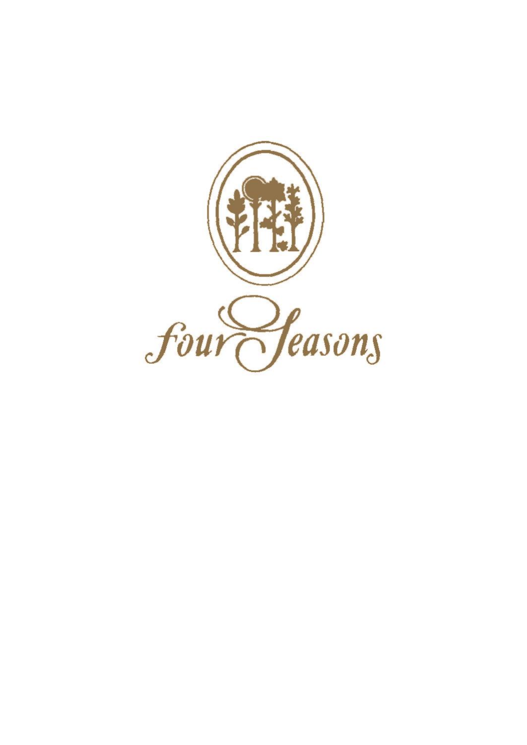Four Seasons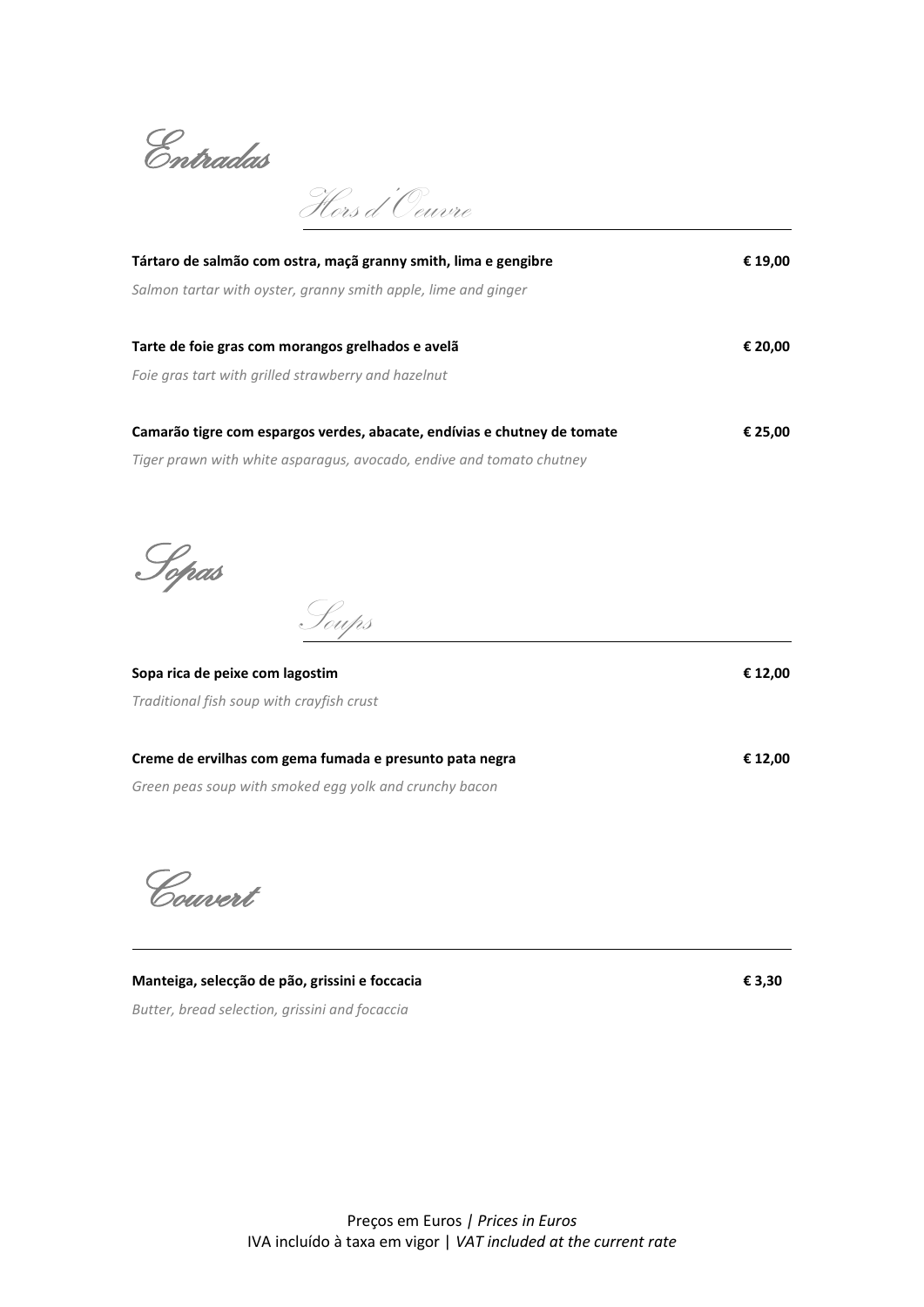# Entradas

## Hors d'Oeuvre

**Tártaro de salmão com ostra, maçã granny smith, lima e gengibre** **€ 19,00**

*Salmon tartar with oyster, granny smith apple, lime and ginger*

**Tarte de foie gras com morangos grelhados e avelã** **€ 20,00**

*Foie gras tart with grilled strawberry and hazelnut*

**Camarão tigre com espargos verdes, abacate, endívias e chutney de tomate** **€ 25,00**

*Tiger prawn with white asparagus, avocado, endive and tomato chutney*

# Sopas

## Soups

**Sopa rica de peixe com lagostim** **€ 12,00**

*Traditional fish soup with crayfish crust*

**Creme de ervilhas com gema fumada e presunto pata negra** **€ 12,00**

*Green peas soup with smoked egg yolk and crunchy bacon*

# Couvert

**Manteiga, selecção de pão, grissini e foccacia** **€ 3,30**

*Butter, bread selection, grissini and focaccia*

Preços em Euros | *Prices in Euros*
IVA incluído à taxa em vigor | *VAT included at the current rate*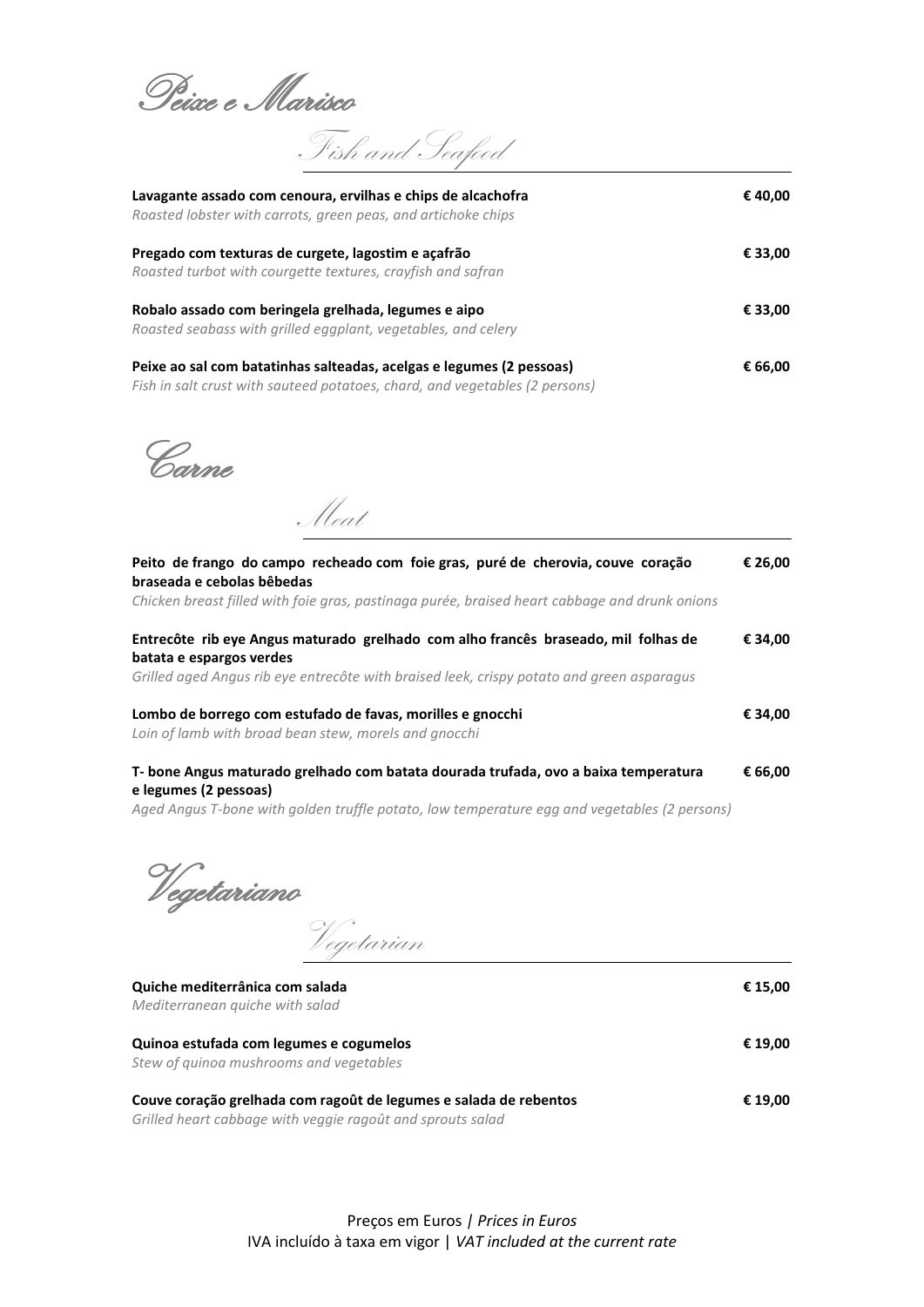## Peixe e Marisco

### *Fish and Seafood*

**Lavagante assado com cenoura, ervilhas e chips de alcachofra** **€ 40,00**
*Roasted lobster with carrots, green peas, and artichoke chips*

**Pregado com texturas de curgete, lagostim e açafrão** **€ 33,00**
*Roasted turbot with courgette textures, crayfish and safran*

**Robalo assado com beringela grelhada, legumes e aipo** **€ 33,00**
*Roasted seabass with grilled eggplant, vegetables, and celery*

**Peixe ao sal com batatinhas salteadas, acelgas e legumes (2 pessoas)** **€ 66,00**
*Fish in salt crust with sauteed potatoes, chard, and vegetables (2 persons)*

## Carne

### *Meat*

**Peito de frango do campo recheado com foie gras, puré de cherovia, couve coração braseada e cebolas bêbedas** **€ 26,00**
*Chicken breast filled with foie gras, pastinaga purée, braised heart cabbage and drunk onions*

**Entrecôte rib eye Angus maturado grelhado com alho francês braseado, mil folhas de batata e espargos verdes** **€ 34,00**
*Grilled aged Angus rib eye entrecôte with braised leek, crispy potato and green asparagus*

**Lombo de borrego com estufado de favas, morilles e gnocchi** **€ 34,00**
*Loin of lamb with broad bean stew, morels and gnocchi*

**T- bone Angus maturado grelhado com batata dourada trufada, ovo a baixa temperatura e legumes (2 pessoas)** **€ 66,00**
*Aged Angus T-bone with golden truffle potato, low temperature egg and vegetables (2 persons)*

## Vegetariano

### *Vegetarian*

**Quiche mediterrânica com salada** **€ 15,00**
*Mediterranean quiche with salad*

**Quinoa estufada com legumes e cogumelos** **€ 19,00**
*Stew of quinoa mushrooms and vegetables*

**Couve coração grelhada com ragoût de legumes e salada de rebentos** **€ 19,00**
*Grilled heart cabbage with veggie ragoût and sprouts salad*

Preços em Euros | *Prices in Euros*
IVA incluído à taxa em vigor | *VAT included at the current rate*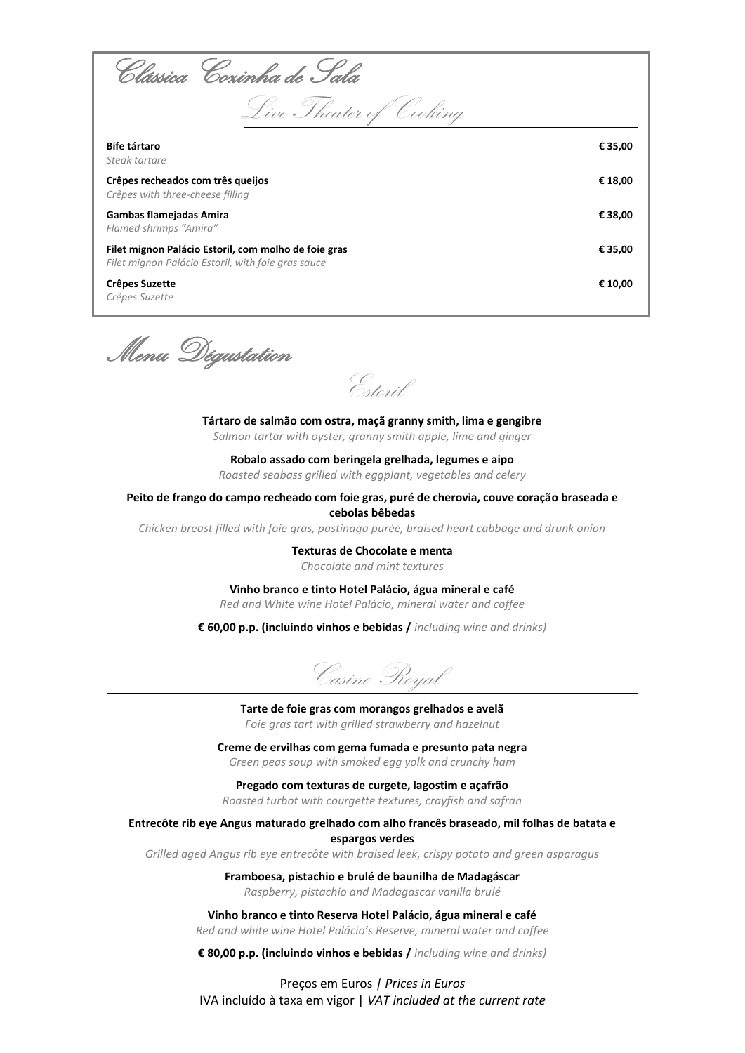# Clássica Cozinha de Sala

## Live Theater of Cooking

| | |
|---|---|
| **Bife tártaro**<br>*Steak tartare* | **€ 35,00** |
| **Crêpes recheados com três queijos**<br>*Crêpes with three-cheese filling* | **€ 18,00** |
| **Gambas flamejadas Amira**<br>*Flamed shrimps "Amira"* | **€ 38,00** |
| **Filet mignon Palácio Estoril, com molho de foie gras**<br>*Filet mignon Palácio Estoril, with foie gras sauce* | **€ 35,00** |
| **Crêpes Suzette**<br>*Crêpes Suzette* | **€ 10,00** |

# Menu Dégustation

## Estoril

**Tártaro de salmão com ostra, maçã granny smith, lima e gengibre**
*Salmon tartar with oyster, granny smith apple, lime and ginger*

**Robalo assado com beringela grelhada, legumes e aipo**
*Roasted seabass grilled with eggplant, vegetables and celery*

**Peito de frango do campo recheado com foie gras, puré de cherovia, couve coração braseada e cebolas bêbedas**
*Chicken breast filled with foie gras, pastinaga purée, braised heart cabbage and drunk onion*

**Texturas de Chocolate e menta**
*Chocolate and mint textures*

**Vinho branco e tinto Hotel Palácio, água mineral e café**
*Red and White wine Hotel Palácio, mineral water and coffee*

**€ 60,00 p.p. (incluindo vinhos e bebidas /** *including wine and drinks)*

## Casino Royal

**Tarte de foie gras com morangos grelhados e avelã**
*Foie gras tart with grilled strawberry and hazelnut*

**Creme de ervilhas com gema fumada e presunto pata negra**
*Green peas soup with smoked egg yolk and crunchy ham*

**Pregado com texturas de curgete, lagostim e açafrão**
*Roasted turbot with courgette textures, crayfish and safran*

**Entrecôte rib eye Angus maturado grelhado com alho francês braseado, mil folhas de batata e espargos verdes**
*Grilled aged Angus rib eye entrecôte with braised leek, crispy potato and green asparagus*

**Framboesa, pistachio e brulé de baunilha de Madagáscar**
*Raspberry, pistachio and Madagascar vanilla brulé*

**Vinho branco e tinto Reserva Hotel Palácio, água mineral e café**
*Red and white wine Hotel Palácio's Reserve, mineral water and coffee*

**€ 80,00 p.p. (incluindo vinhos e bebidas /** *including wine and drinks)*

Preços em Euros | *Prices in Euros*
IVA incluído à taxa em vigor | *VAT included at the current rate*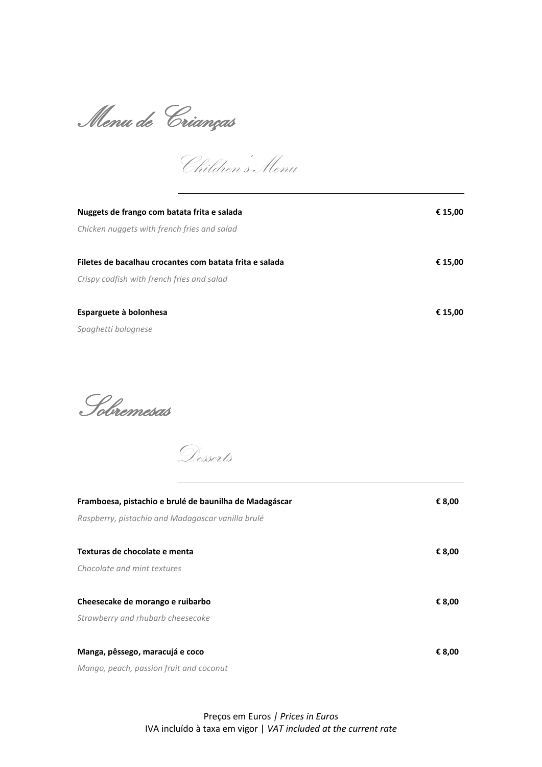# Menu de Crianças

## Children's Menu

**Nuggets de frango com batata frita e salada** **€ 15,00**

*Chicken nuggets with french fries and salad*

**Filetes de bacalhau crocantes com batata frita e salada** **€ 15,00**

*Crispy codfish with french fries and salad*

**Esparguete à bolonhesa** **€ 15,00**

*Spaghetti bolognese*

# Sobremesas

## Desserts

**Framboesa, pistachio e brulé de baunilha de Madagáscar** **€ 8,00**

*Raspberry, pistachio and Madagascar vanilla brulé*

**Texturas de chocolate e menta** **€ 8,00**

*Chocolate and mint textures*

**Cheesecake de morango e ruibarbo** **€ 8,00**

*Strawberry and rhubarb cheesecake*

**Manga, pêssego, maracujá e coco** **€ 8,00**

*Mango, peach, passion fruit and coconut*

Preços em Euros | *Prices in Euros*
IVA incluído à taxa em vigor | *VAT included at the current rate*